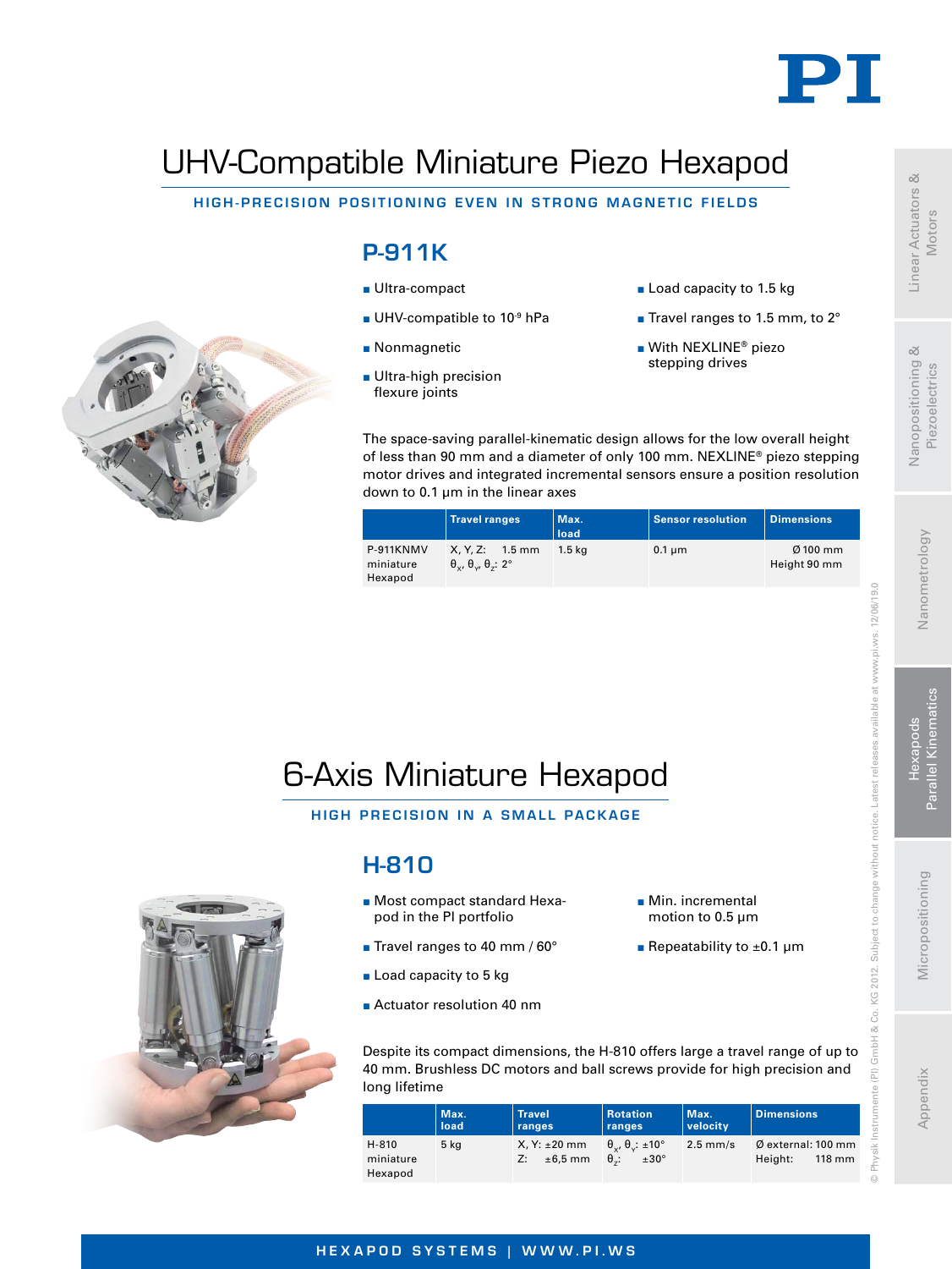# UHV-Compatible Miniature Piezo Hexapod

**HIGH-PRECISION POSITIONING EVEN IN STRONG MAGNETIC FIELDS**

## P-911K

- Ultra-compact
- UHV-compatible to $10^{-9}$ hPa
- Nonmagnetic
- Ultra-high precision flexure joints
- Load capacity to 1.5 kg
- Travel ranges to 1.5 mm, to 2°
- With NEXLINE® piezo stepping drives

The space-saving parallel-kinematic design allows for the low overall height of less than 90 mm and a diameter of only 100 mm. NEXLINE® piezo stepping motor drives and integrated incremental sensors ensure a position resolution down to 0.1 µm in the linear axes

| | Travel ranges | Max. load | Sensor resolution | Dimensions |
|---|---|---|---|---|
| P-911KNMV miniature Hexapod | X, Y, Z: 1.5 mm<br>$\theta_X$, $\theta_Y$, $\theta_Z$: 2° | 1.5 kg | 0.1 µm | Ø 100 mm<br>Height 90 mm |

# 6-Axis Miniature Hexapod

**HIGH PRECISION IN A SMALL PACKAGE**

## H-810

- Most compact standard Hexapod in the PI portfolio
- Travel ranges to 40 mm / 60°
- Load capacity to 5 kg
- Actuator resolution 40 nm
- Min. incremental motion to 0.5 µm
- Repeatability to ±0.1 µm

Despite its compact dimensions, the H-810 offers large a travel range of up to 40 mm. Brushless DC motors and ball screws provide for high precision and long lifetime

| | Max. load | Travel ranges | Rotation ranges | Max. velocity | Dimensions |
|---|---|---|---|---|---|
| H-810 miniature Hexapod | 5 kg | X, Y: ±20 mm<br>Z: ±6,5 mm | $\theta_X$, $\theta_Y$: ±10°<br>$\theta_Z$: ±30° | 2.5 mm/s | Ø external: 100 mm<br>Height: 118 mm |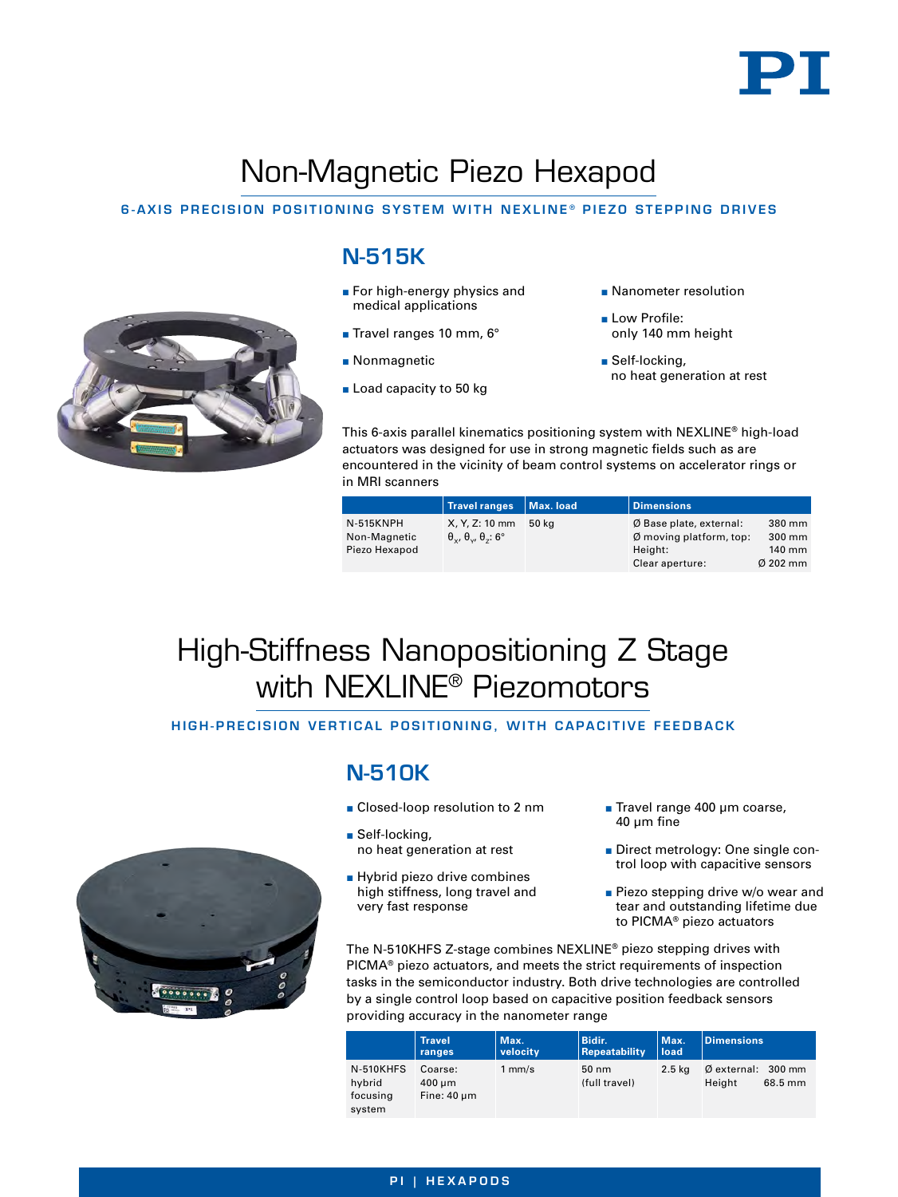# Non-Magnetic Piezo Hexapod

**6-AXIS PRECISION POSITIONING SYSTEM WITH NEXLINE® PIEZO STEPPING DRIVES**

## N-515K

- For high-energy physics and medical applications
- Travel ranges 10 mm, 6°
- Nonmagnetic
- Load capacity to 50 kg
- Nanometer resolution
- Low Profile: only 140 mm height
- Self-locking, no heat generation at rest

This 6-axis parallel kinematics positioning system with NEXLINE® high-load actuators was designed for use in strong magnetic fields such as are encountered in the vicinity of beam control systems on accelerator rings or in MRI scanners

| | Travel ranges | Max. load | Dimensions |
|---|---|---|---|
| N-515KNPH Non-Magnetic Piezo Hexapod | X, Y, Z: 10 mm $\theta_X$, $\theta_Y$, $\theta_Z$: 6° | 50 kg | Ø Base plate, external: 380 mm<br>Ø moving platform, top: 300 mm<br>Height: 140 mm<br>Clear aperture: Ø 202 mm |

# High-Stiffness Nanopositioning Z Stage with NEXLINE® Piezomotors

**HIGH-PRECISION VERTICAL POSITIONING, WITH CAPACITIVE FEEDBACK**

## N-510K

- Closed-loop resolution to 2 nm
- Self-locking, no heat generation at rest
- Hybrid piezo drive combines high stiffness, long travel and very fast response
- Travel range 400 µm coarse, 40 µm fine
- Direct metrology: One single control loop with capacitive sensors
- Piezo stepping drive w/o wear and tear and outstanding lifetime due to PICMA® piezo actuators

The N-510KHFS Z-stage combines NEXLINE® piezo stepping drives with PICMA® piezo actuators, and meets the strict requirements of inspection tasks in the semiconductor industry. Both drive technologies are controlled by a single control loop based on capacitive position feedback sensors providing accuracy in the nanometer range

| | Travel ranges | Max. velocity | Bidir. Repeatability | Max. load | Dimensions |
|---|---|---|---|---|---|
| N-510KHFS hybrid focusing system | Coarse: 400 µm<br>Fine: 40 µm | 1 mm/s | 50 nm (full travel) | 2.5 kg | Ø external: 300 mm<br>Height 68.5 mm |